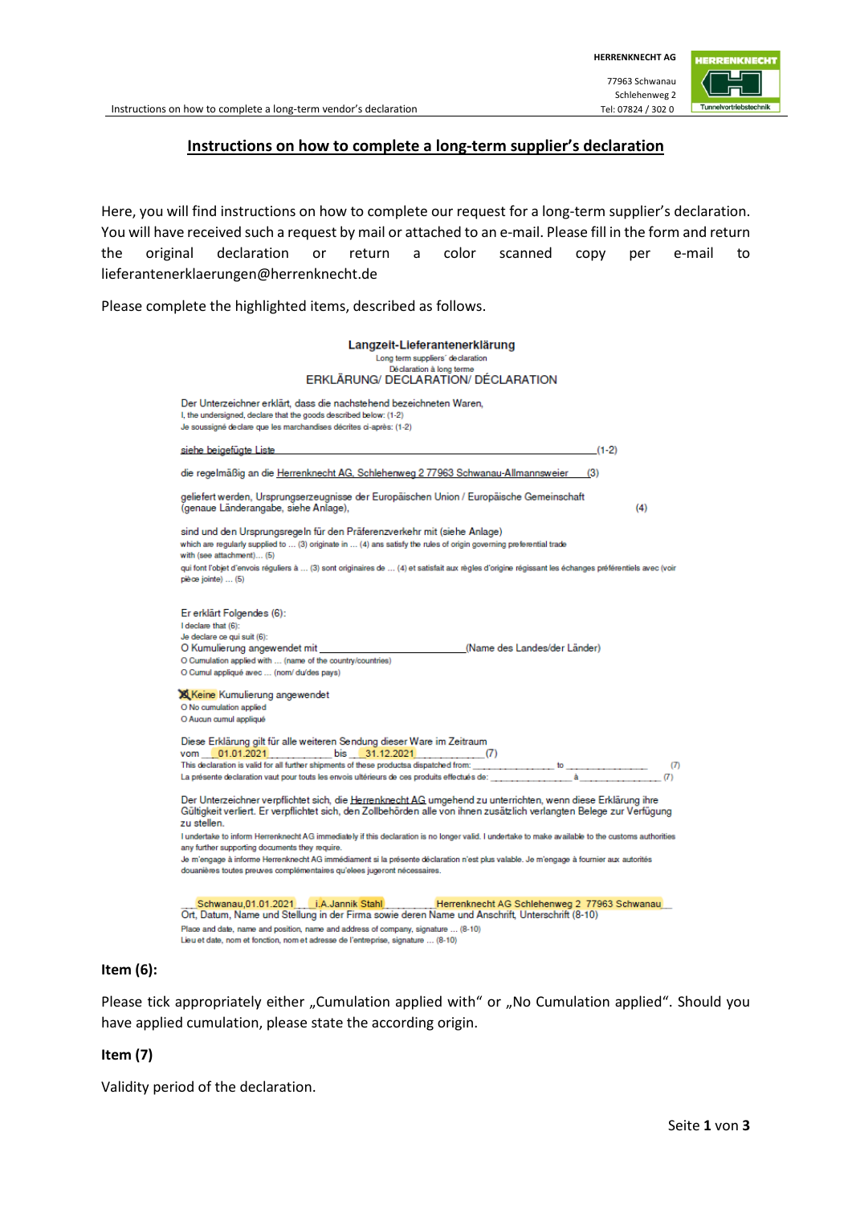# Instructions on how to complete a long-term supplier's declaration

Here, you will find instructions on how to complete our request for a long-term supplier's declaration. You will have received such a request by mail or attached to an e-mail. Please fill in the form and return the original declaration or return a color scanned copy per e-mail to lieferantenerklaerungen@herrenknecht.de

Please complete the highlighted items, described as follows.

**Langzeit-Lieferantenerklärung**
Long term suppliers´ declaration
Déclaration à long terme
ERKLÄRUNG/ DECLARATION/ DÉCLARATION

Der Unterzeichner erklärt, dass die nachstehend bezeichneten Waren,
I, the undersigned, declare that the goods described below: (1-2)
Je soussigné declare que les marchandises décrites ci-après: (1-2)

siehe beigefügte Liste ______________________________ (1-2)

die regelmäßig an die Herrenknecht AG, Schlehenweg 2 77963 Schwanau-Allmannsweier (3)

geliefert werden, Ursprungserzeugnisse der Europäischen Union / Europäische Gemeinschaft (genaue Länderangabe, siehe Anlage), (4)

sind und den Ursprungsregeln für den Präferenzverkehr mit (siehe Anlage)
which are regularly supplied to … (3) originate in … (4) ans satisfy the rules of origin governing preferential trade with (see attachment)… (5)
qui font l'objet d'envois réguliers à … (3) sont originaires de … (4) et satisfait aux règles d'origine régissant les échanges préférentiels avec (voir pièce jointe) … (5)

Er erklärt Folgendes (6):
I declare that (6):
Je declare ce qui suit (6):
O Kumulierung angewendet mit ______________________ (Name des Landes/der Länder)
O Cumulation applied with … (name of the country/countries)
O Cumul appliqué avec … (nom/ du/des pays)

☒ Keine Kumulierung angewendet
O No cumulation applied
O Aucun cumul appliqué

Diese Erklärung gilt für alle weiteren Sendung dieser Ware im Zeitraum
vom __01.01.2021__________ bis __31.12.2021__________ (7)
This declaration is valid for all further shipments of these productsa dispatched from: ______________ to ______________ (7)
La présente declaration vaut pour touts les envois ultérieurs de ces produits effectués de: ______________ à ______________ (7)

Der Unterzeichner verpflichtet sich, die Herrenknecht AG umgehend zu unterrichten, wenn diese Erklärung ihre Gültigkeit verliert. Er verpflichtet sich, den Zollbehörden alle von ihnen zusätzlich verlangten Belege zur Verfügung zu stellen.
I undertake to inform Herrenknecht AG immediately if this declaration is no longer valid. I undertake to make available to the customs authorities any further supporting documents they require.
Je m'engage à informe Herrenknecht AG immédiament si la présente déclaration n'est plus valable. Je m'engage à fournier aux autorités douanières toutes preuves complémentaires qu'elees jugeront nécessaires.

__Schwanau,01.01.2021__ __i.A.Jannik Stahl__ ______ Herrenknecht AG Schlehenweg 2 77963 Schwanau__
Ort, Datum, Name und Stellung in der Firma sowie deren Name und Anschrift, Unterschrift (8-10)
Place and date, name and position, name and address of company, signature … (8-10)
Lieu et date, nom et fonction, nom et adresse de l'entreprise, signature … (8-10)

**Item (6):**

Please tick appropriately either „Cumulation applied with" or „No Cumulation applied". Should you have applied cumulation, please state the according origin.

**Item (7)**

Validity period of the declaration.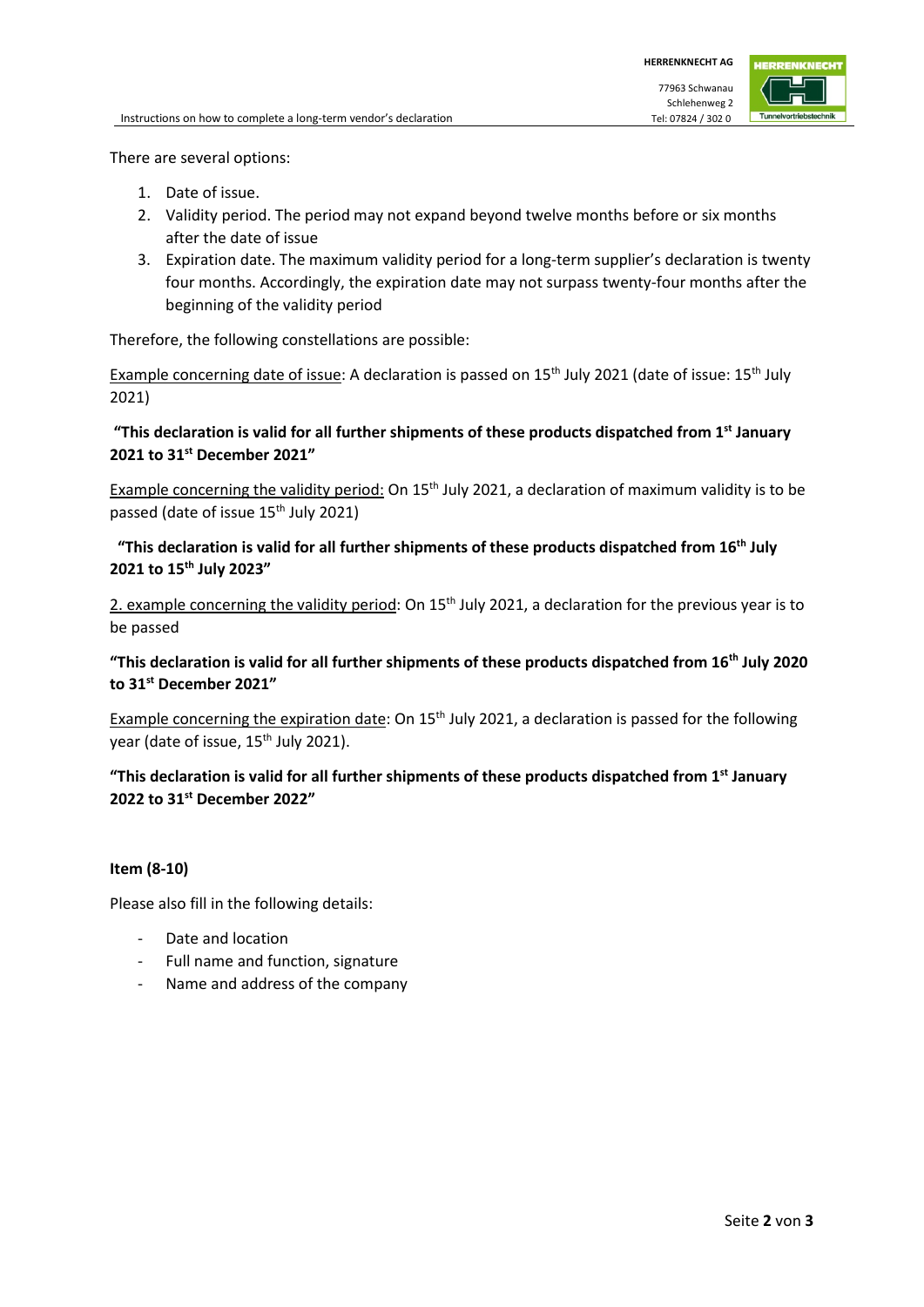There are several options:

1. Date of issue.
2. Validity period. The period may not expand beyond twelve months before or six months after the date of issue
3. Expiration date. The maximum validity period for a long-term supplier's declaration is twenty four months. Accordingly, the expiration date may not surpass twenty-four months after the beginning of the validity period

Therefore, the following constellations are possible:

Example concerning date of issue: A declaration is passed on 15th July 2021 (date of issue: 15th July 2021)

**"This declaration is valid for all further shipments of these products dispatched from 1st January 2021 to 31st December 2021"**

Example concerning the validity period: On 15th July 2021, a declaration of maximum validity is to be passed (date of issue 15th July 2021)

**"This declaration is valid for all further shipments of these products dispatched from 16th July 2021 to 15th July 2023"**

2. example concerning the validity period: On 15th July 2021, a declaration for the previous year is to be passed

**"This declaration is valid for all further shipments of these products dispatched from 16th July 2020 to 31st December 2021"**

Example concerning the expiration date: On 15th July 2021, a declaration is passed for the following year (date of issue, 15th July 2021).

**"This declaration is valid for all further shipments of these products dispatched from 1st January 2022 to 31st December 2022"**

**Item (8-10)**

Please also fill in the following details:

- Date and location
- Full name and function, signature
- Name and address of the company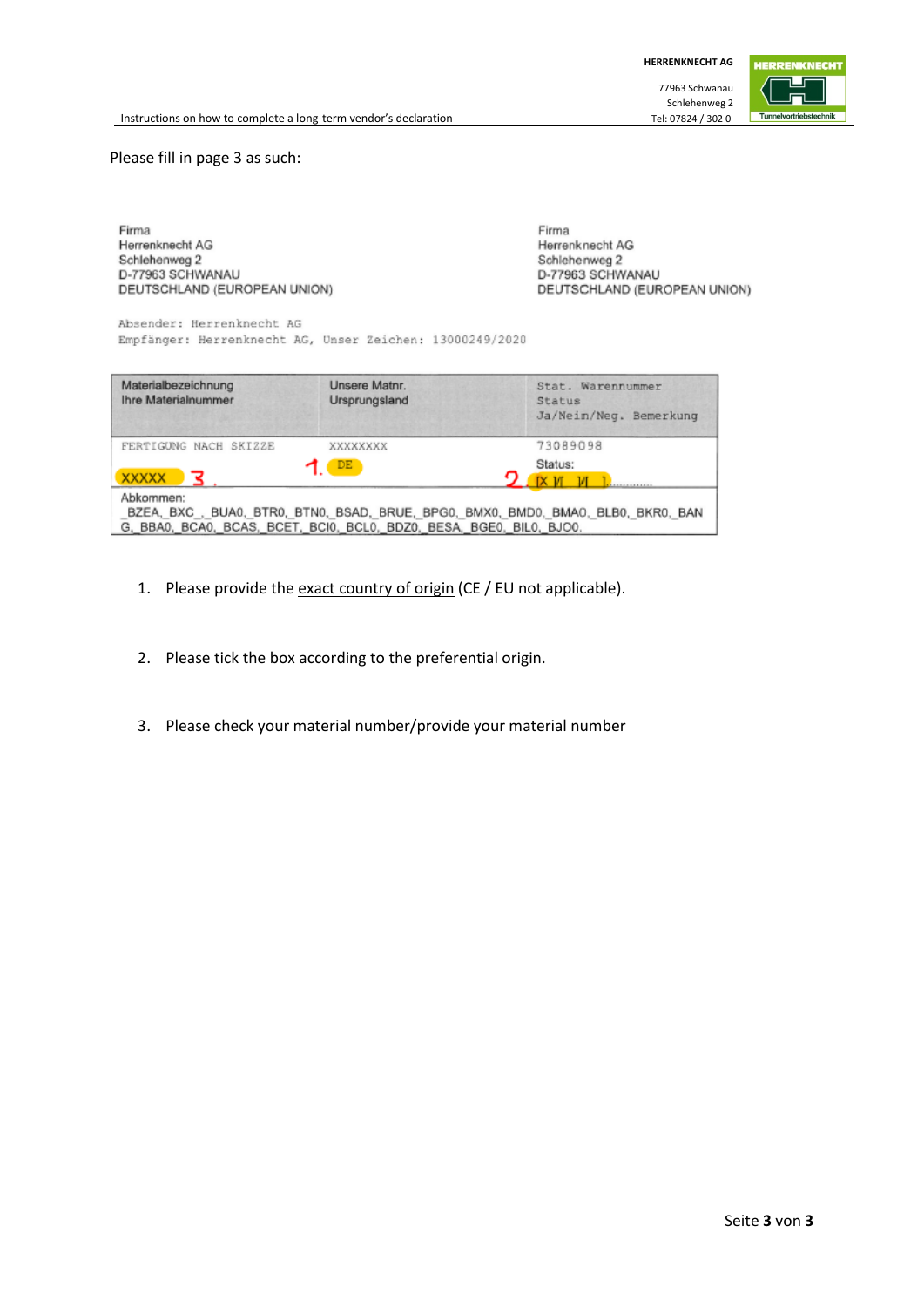Please fill in page 3 as such:

Firma
Herrenknecht AG
Schlehenweg 2
D-77963 SCHWANAU
DEUTSCHLAND (EUROPEAN UNION)

Firma
Herrenknecht AG
Schlehenweg 2
D-77963 SCHWANAU
DEUTSCHLAND (EUROPEAN UNION)

Absender: Herrenknecht AG
Empfänger: Herrenknecht AG, Unser Zeichen: 13000249/2020

| Materialbezeichnung<br>Ihre Materialnummer | Unsere Matnr.<br>Ursprungsland | Stat. Warennummer<br>Status<br>Ja/Nein/Neg. Bemerkung |
|---|---|---|
| FERTIGUNG NACH SKIZZE<br>XXXXX 3. | XXXXXXXX<br>1. DE | 73089098<br>Status:<br>2. [X ][ ][ ]........... |
| Abkommen:<br>_BZEA,_BXC_,_BUA0,_BTR0,_BTN0,_BSAD,_BRUE,_BPG0,_BMX0,_BMD0,_BMA0,_BLB0,_BKR0,_BANG,_BBA0,_BCA0,_BCAS,_BCET,_BCI0,_BCL0,_BDZ0,_BESA,_BGE0,_BIL0,_BJO0. | | |

1. Please provide the exact country of origin (CE / EU not applicable).
2. Please tick the box according to the preferential origin.
3. Please check your material number/provide your material number